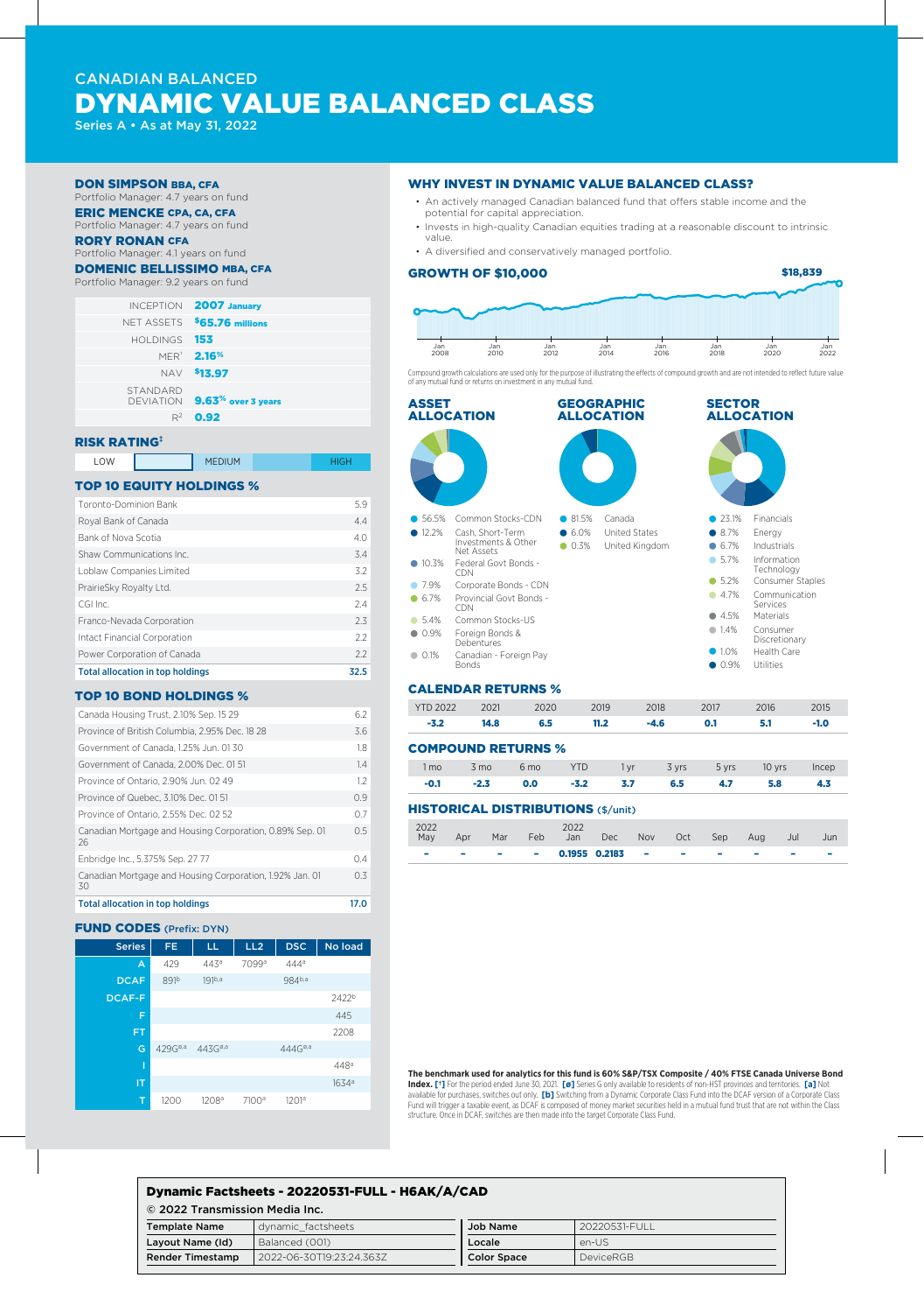CANADIAN BALANCED

# DYNAMIC VALUE BALANCED CLASS

Series A • As at May 31, 2022

**DON SIMPSON BBA, CFA**
Portfolio Manager: 4.7 years on fund

**ERIC MENCKE CPA, CA, CFA**
Portfolio Manager: 4.7 years on fund

**RORY RONAN CFA**
Portfolio Manager: 4.1 years on fund

**DOMENIC BELLISSIMO MBA, CFA**
Portfolio Manager: 9.2 years on fund

| | |
|---|---|
| INCEPTION | 2007 January |
| NET ASSETS | $65.76 millions |
| HOLDINGS | 153 |
| MER[†] | 2.16% |
| NAV | $13.97 |
| STANDARD DEVIATION | 9.63% over 3 years |
| $R^2$ | 0.92 |

## RISK RATING[‡]

| LOW | | MEDIUM | | HIGH |
|---|---|---|---|---|

## TOP 10 EQUITY HOLDINGS %

| Holding | % |
|---|---|
| Toronto-Dominion Bank | 5.9 |
| Royal Bank of Canada | 4.4 |
| Bank of Nova Scotia | 4.0 |
| Shaw Communications Inc. | 3.4 |
| Loblaw Companies Limited | 3.2 |
| PrairieSky Royalty Ltd. | 2.5 |
| CGI Inc. | 2.4 |
| Franco-Nevada Corporation | 2.3 |
| Intact Financial Corporation | 2.2 |
| Power Corporation of Canada | 2.2 |
| **Total allocation in top holdings** | **32.5** |

## TOP 10 BOND HOLDINGS %

| Holding | % |
|---|---|
| Canada Housing Trust, 2.10% Sep. 15 29 | 6.2 |
| Province of British Columbia, 2.95% Dec. 18 28 | 3.6 |
| Government of Canada, 1.25% Jun. 01 30 | 1.8 |
| Government of Canada, 2.00% Dec. 01 51 | 1.4 |
| Province of Ontario, 2.90% Jun. 02 49 | 1.2 |
| Province of Quebec, 3.10% Dec. 01 51 | 0.9 |
| Province of Ontario, 2.55% Dec. 02 52 | 0.7 |
| Canadian Mortgage and Housing Corporation, 0.89% Sep. 01 26 | 0.5 |
| Enbridge Inc., 5.375% Sep. 27 77 | 0.4 |
| Canadian Mortgage and Housing Corporation, 1.92% Jan. 01 30 | 0.3 |
| **Total allocation in top holdings** | **17.0** |

## FUND CODES (Prefix: DYN)

| Series | FE | LL | LL2 | DSC | No load |
|---|---|---|---|---|---|
| A | 429 | 443[a] | 7099[a] | 444[a] | |
| DCAF | 891[b] | 191[b,a] | | 984[b,a] | |
| DCAF-F | | | | | 2422[b] |
| F | | | | | 445 |
| FT | | | | | 2208 |
| G | 429G[ø,a] | 443G[ø,a] | | 444G[ø,a] | |
| I | | | | | 448[a] |
| IT | | | | | 1634[a] |
| T | 1200 | 1208[a] | 7100[a] | 1201[a] | |

## WHY INVEST IN DYNAMIC VALUE BALANCED CLASS?

- An actively managed Canadian balanced fund that offers stable income and the potential for capital appreciation.
- Invests in high-quality Canadian equities trading at a reasonable discount to intrinsic value.
- A diversified and conservatively managed portfolio.

## GROWTH OF $10,000

$18,839

Jan 2008 · Jan 2010 · Jan 2012 · Jan 2014 · Jan 2016 · Jan 2018 · Jan 2020 · Jan 2022

Compound growth calculations are used only for the purpose of illustrating the effects of compound growth and are not intended to reflect future value of any mutual fund or returns on investment in any mutual fund.

## ASSET ALLOCATION

| % | Asset |
|---|---|
| 56.5% | Common Stocks-CDN |
| 12.2% | Cash, Short-Term Investments & Other Net Assets |
| 10.3% | Federal Govt Bonds - CDN |
| 7.9% | Corporate Bonds - CDN |
| 6.7% | Provincial Govt Bonds - CDN |
| 5.4% | Common Stocks-US |
| 0.9% | Foreign Bonds & Debentures |
| 0.1% | Canadian - Foreign Pay Bonds |

## GEOGRAPHIC ALLOCATION

| % | Region |
|---|---|
| 81.5% | Canada |
| 6.0% | United States |
| 0.3% | United Kingdom |

## SECTOR ALLOCATION

| % | Sector |
|---|---|
| 23.1% | Financials |
| 8.7% | Energy |
| 6.7% | Industrials |
| 5.7% | Information Technology |
| 5.2% | Consumer Staples |
| 4.7% | Communication Services |
| 4.5% | Materials |
| 1.4% | Consumer Discretionary |
| 1.0% | Health Care |
| 0.9% | Utilities |

## CALENDAR RETURNS %

| YTD 2022 | 2021 | 2020 | 2019 | 2018 | 2017 | 2016 | 2015 |
|---|---|---|---|---|---|---|---|
| -3.2 | 14.8 | 6.5 | 11.2 | -4.6 | 0.1 | 5.1 | -1.0 |

## COMPOUND RETURNS %

| 1 mo | 3 mo | 6 mo | YTD | 1 yr | 3 yrs | 5 yrs | 10 yrs | Incep |
|---|---|---|---|---|---|---|---|---|
| -0.1 | -2.3 | 0.0 | -3.2 | 3.7 | 6.5 | 4.7 | 5.8 | 4.3 |

## HISTORICAL DISTRIBUTIONS ($/unit)

| 2022 May | Apr | Mar | Feb | 2022 Jan | Dec | Nov | Oct | Sep | Aug | Jul | Jun |
|---|---|---|---|---|---|---|---|---|---|---|---|
| - | - | - | - | 0.1955 | 0.2183 | - | - | - | - | - | - |

**The benchmark used for analytics for this fund is 60% S&P/TSX Composite / 40% FTSE Canada Universe Bond Index.** [†] For the period ended June 30, 2021. [ø] Series G only available to residents of non-HST provinces and territories. [a] Not available for purchases, switches out only. [b] Switching from a Dynamic Corporate Class Fund into the DCAF version of a Corporate Class Fund will trigger a taxable event, as DCAF is composed of money market securities held in a mutual fund trust that are not within the Class structure. Once in DCAF, switches are then made into the target Corporate Class Fund.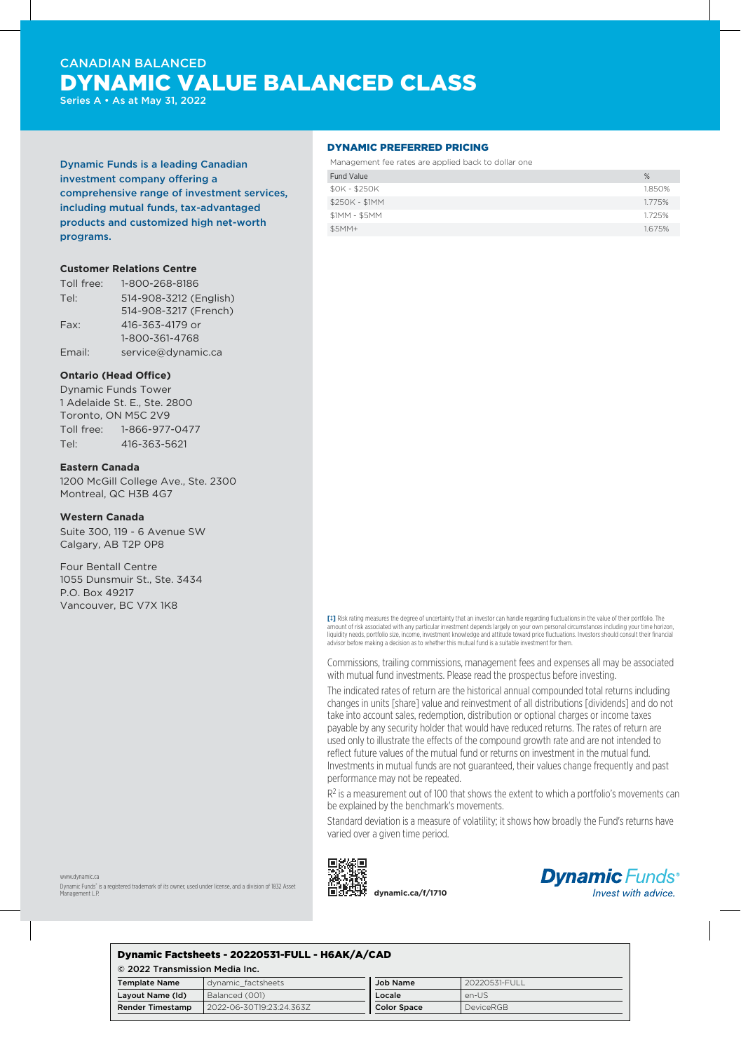CANADIAN BALANCED

# DYNAMIC VALUE BALANCED CLASS

Series A • As at May 31, 2022

**Dynamic Funds is a leading Canadian investment company offering a comprehensive range of investment services, including mutual funds, tax-advantaged products and customized high net-worth programs.**

### Customer Relations Centre

Toll free: 1-800-268-8186
Tel: 514-908-3212 (English)
514-908-3217 (French)
Fax: 416-363-4179 or
1-800-361-4768
Email: service@dynamic.ca

### Ontario (Head Office)

Dynamic Funds Tower
1 Adelaide St. E., Ste. 2800
Toronto, ON M5C 2V9
Toll free: 1-866-977-0477
Tel: 416-363-5621

### Eastern Canada

1200 McGill College Ave., Ste. 2300
Montreal, QC H3B 4G7

### Western Canada

Suite 300, 119 - 6 Avenue SW
Calgary, AB T2P 0P8

Four Bentall Centre
1055 Dunsmuir St., Ste. 3434
P.O. Box 49217
Vancouver, BC V7X 1K8

www.dynamic.ca
Dynamic Funds® is a registered trademark of its owner, used under license, and a division of 1832 Asset Management L.P.

## DYNAMIC PREFERRED PRICING

Management fee rates are applied back to dollar one

| Fund Value | % |
|---|---|
| $0K - $250K | 1.850% |
| $250K - $1MM | 1.775% |
| $1MM - $5MM | 1.725% |
| $5MM+ | 1.675% |

[‡] Risk rating measures the degree of uncertainty that an investor can handle regarding fluctuations in the value of their portfolio. The amount of risk associated with any particular investment depends largely on your own personal circumstances including your time horizon, liquidity needs, portfolio size, income, investment knowledge and attitude toward price fluctuations. Investors should consult their financial advisor before making a decision as to whether this mutual fund is a suitable investment for them.

Commissions, trailing commissions, management fees and expenses all may be associated with mutual fund investments. Please read the prospectus before investing.

The indicated rates of return are the historical annual compounded total returns including changes in units [share] value and reinvestment of all distributions [dividends] and do not take into account sales, redemption, distribution or optional charges or income taxes payable by any security holder that would have reduced returns. The rates of return are used only to illustrate the effects of the compound growth rate and are not intended to reflect future values of the mutual fund or returns on investment in the mutual fund. Investments in mutual funds are not guaranteed, their values change frequently and past performance may not be repeated.

$R^2$ is a measurement out of 100 that shows the extent to which a portfolio's movements can be explained by the benchmark's movements.

Standard deviation is a measure of volatility; it shows how broadly the Fund's returns have varied over a given time period.

dynamic.ca/f/1710

Dynamic Funds®
*Invest with advice.*

**Dynamic Factsheets - 20220531-FULL - H6AK/A/CAD**
© 2022 Transmission Media Inc.

| | | | |
|---|---|---|---|
| **Template Name** | dynamic_factsheets | **Job Name** | 20220531-FULL |
| **Layout Name (Id)** | Balanced (001) | **Locale** | en-US |
| **Render Timestamp** | 2022-06-30T19:23:24.363Z | **Color Space** | DeviceRGB |